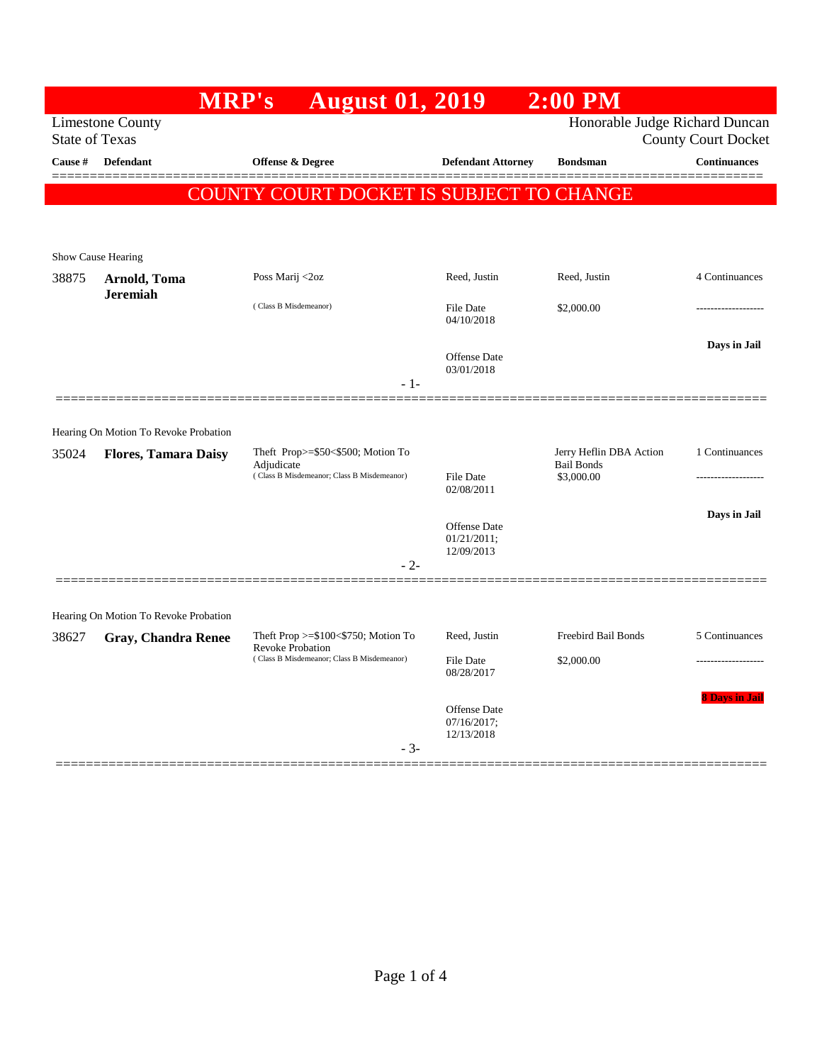# MRP's August 01, 2019 2:00 PM

Limestone County
State of Texas

Honorable Judge Richard Duncan
County Court Docket

## COUNTY COURT DOCKET IS SUBJECT TO CHANGE

| Cause # | Defendant | Offense & Degree | Defendant Attorney | Bondsman | Continuances |
|---|---|---|---|---|---|
| **Show Cause Hearing** | | | | | |
| 38875 | **Arnold, Toma Jeremiah** | Poss Marij <2oz ( Class B Misdemeanor) | Reed, Justin<br>File Date 04/10/2018<br>Offense Date 03/01/2018 | Reed, Justin<br>$2,000.00 | 4 Continuances<br>-------------------<br>**Days in Jail** |
| | | | - 1- | | |
| **Hearing On Motion To Revoke Probation** | | | | | |
| 35024 | **Flores, Tamara Daisy** | Theft Prop>=$50<$500; Motion To Adjudicate ( Class B Misdemeanor; Class B Misdemeanor) | File Date 02/08/2011<br>Offense Date 01/21/2011; 12/09/2013 | Jerry Heflin DBA Action Bail Bonds<br>$3,000.00 | 1 Continuances<br>-------------------<br>**Days in Jail** |
| | | | - 2- | | |
| **Hearing On Motion To Revoke Probation** | | | | | |
| 38627 | **Gray, Chandra Renee** | Theft Prop >=$100<$750; Motion To Revoke Probation ( Class B Misdemeanor; Class B Misdemeanor) | Reed, Justin<br>File Date 08/28/2017<br>Offense Date 07/16/2017; 12/13/2018 | Freebird Bail Bonds<br>$2,000.00 | 5 Continuances<br>-------------------<br>**8 Days in Jail** |
| | | | - 3- | | |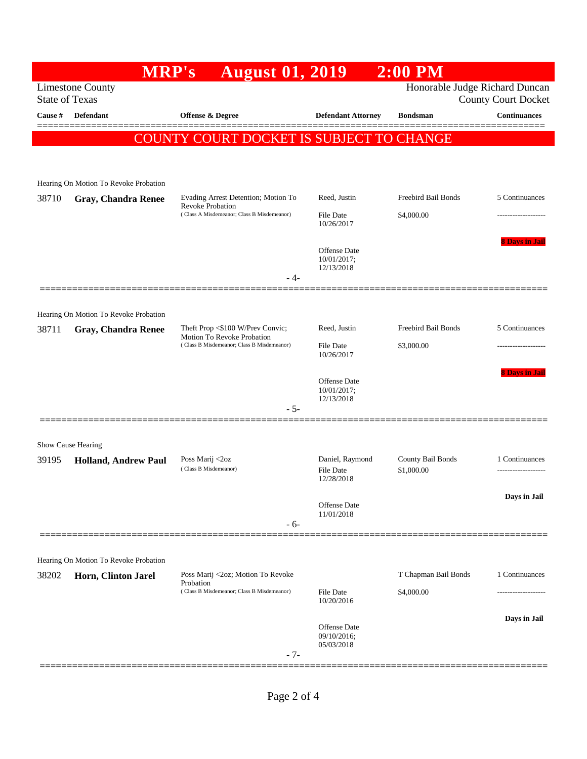# MRP's August 01, 2019 2:00 PM

Limestone County
State of Texas

Honorable Judge Richard Duncan
County Court Docket

| Cause # | Defendant | Offense & Degree | Defendant Attorney | Bondsman | Continuances |
|---|---|---|---|---|---|

**COUNTY COUNTY DOCKET IS SUBJECT TO CHANGE**

---

Hearing On Motion To Revoke Probation

| Cause # | Defendant | Offense & Degree | Defendant Attorney | Bondsman | Continuances |
|---|---|---|---|---|---|
| 38710 | **Gray, Chandra Renee** | Evading Arrest Detention; Motion To Revoke Probation (Class A Misdemeanor; Class B Misdemeanor) | Reed, Justin<br>File Date 10/26/2017<br>Offense Date 10/01/2017; 12/13/2018 | Freebird Bail Bonds<br>$4,000.00 | 5 Continuances<br>-------------------<br>8 Days in Jail |

- 4-

---

Hearing On Motion To Revoke Probation

| Cause # | Defendant | Offense & Degree | Defendant Attorney | Bondsman | Continuances |
|---|---|---|---|---|---|
| 38711 | **Gray, Chandra Renee** | Theft Prop <$100 W/Prev Convic; Motion To Revoke Probation (Class B Misdemeanor; Class B Misdemeanor) | Reed, Justin<br>File Date 10/26/2017<br>Offense Date 10/01/2017; 12/13/2018 | Freebird Bail Bonds<br>$3,000.00 | 5 Continuances<br>-------------------<br>8 Days in Jail |

- 5-

---

Show Cause Hearing

| Cause # | Defendant | Offense & Degree | Defendant Attorney | Bondsman | Continuances |
|---|---|---|---|---|---|
| 39195 | **Holland, Andrew Paul** | Poss Marij <2oz (Class B Misdemeanor) | Daniel, Raymond<br>File Date 12/28/2018<br>Offense Date 11/01/2018 | County Bail Bonds<br>$1,000.00 | 1 Continuances<br>-------------------<br>Days in Jail |

- 6-

---

Hearing On Motion To Revoke Probation

| Cause # | Defendant | Offense & Degree | Defendant Attorney | Bondsman | Continuances |
|---|---|---|---|---|---|
| 38202 | **Horn, Clinton Jarel** | Poss Marij <2oz; Motion To Revoke Probation (Class B Misdemeanor; Class B Misdemeanor) | File Date 10/20/2016<br>Offense Date 09/10/2016; 05/03/2018 | T Chapman Bail Bonds<br>$4,000.00 | 1 Continuances<br>-------------------<br>Days in Jail |

- 7-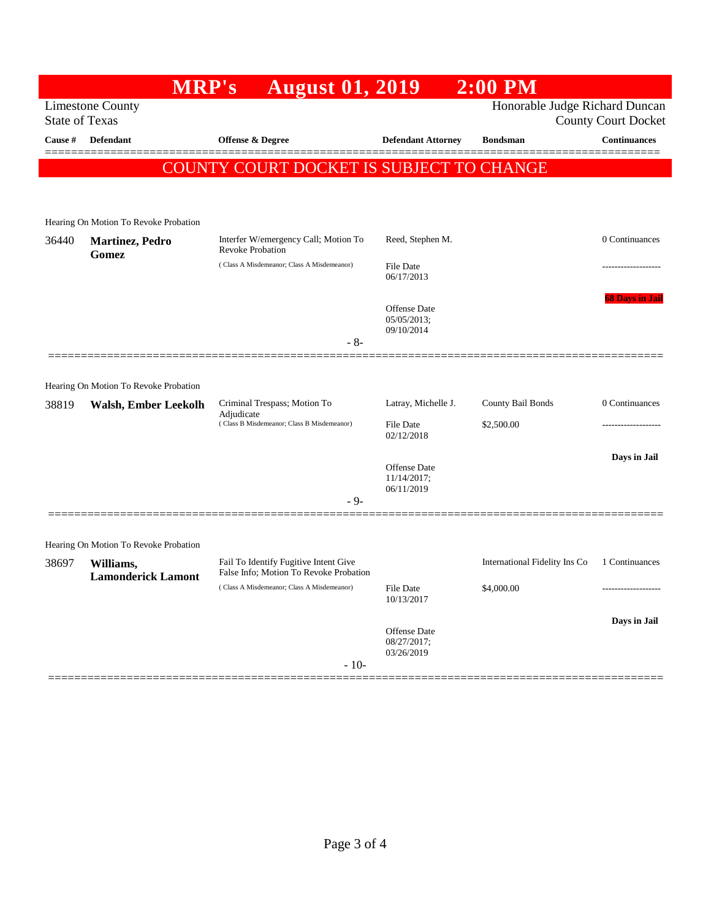# MRP's August 01, 2019 2:00 PM

Limestone County
State of Texas

Honorable Judge Richard Duncan
County Court Docket

| Cause # | Defendant | Offense & Degree | Defendant Attorney | Bondsman | Continuances |
|---|---|---|---|---|---|

## COUNTY COURT DOCKET IS SUBJECT TO CHANGE

Hearing On Motion To Revoke Probation

| Cause # | Defendant | Offense & Degree | Defendant Attorney | Bondsman | Continuances |
|---|---|---|---|---|---|
| 36440 | **Martinez, Pedro Gomez** | Interfer W/emergency Call; Motion To Revoke Probation<br>( Class A Misdemeanor; Class A Misdemeanor) | Reed, Stephen M.<br>File Date 06/17/2013<br>Offense Date 05/05/2013; 09/10/2014 | | 0 Continuances<br>-------------------<br>**68 Days in Jail** |

- 8-

Hearing On Motion To Revoke Probation

| Cause # | Defendant | Offense & Degree | Defendant Attorney | Bondsman | Continuances |
|---|---|---|---|---|---|
| 38819 | **Walsh, Ember Leekolh** | Criminal Trespass; Motion To Adjudicate<br>( Class B Misdemeanor; Class B Misdemeanor) | Latray, Michelle J.<br>File Date 02/12/2018<br>Offense Date 11/14/2017; 06/11/2019 | County Bail Bonds<br>$2,500.00 | 0 Continuances<br>-------------------<br>**Days in Jail** |

- 9-

Hearing On Motion To Revoke Probation

| Cause # | Defendant | Offense & Degree | Defendant Attorney | Bondsman | Continuances |
|---|---|---|---|---|---|
| 38697 | **Williams, Lamonderick Lamont** | Fail To Identify Fugitive Intent Give False Info; Motion To Revoke Probation<br>( Class A Misdemeanor; Class A Misdemeanor) | File Date 10/13/2017<br>Offense Date 08/27/2017; 03/26/2019 | International Fidelity Ins Co<br>$4,000.00 | 1 Continuances<br>-------------------<br>**Days in Jail** |

- 10-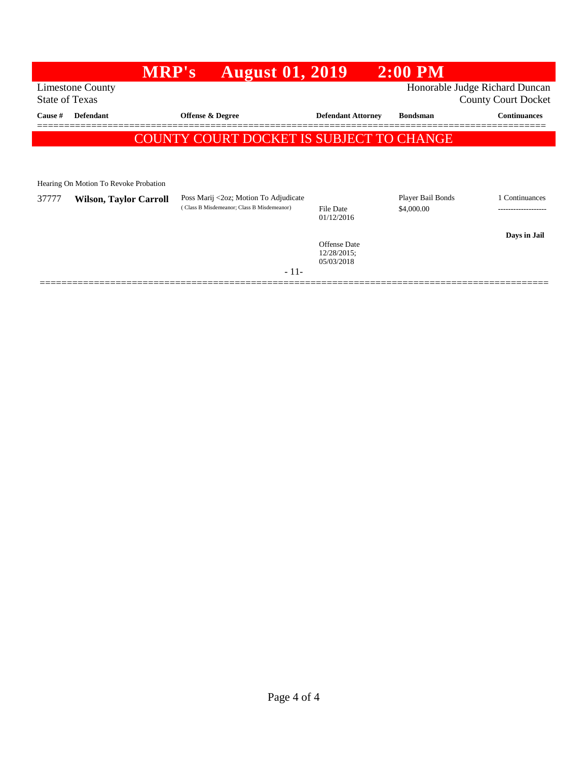# MRP's August 01, 2019 2:00 PM

Limestone County
State of Texas

Honorable Judge Richard Duncan
County Court Docket

| Cause # | Defendant | Offense & Degree | Defendant Attorney | Bondsman | Continuances |
|---|---|---|---|---|---|

COUNTY COURT DOCKET IS SUBJECT TO CHANGE

Hearing On Motion To Revoke Probation

| Cause # | Defendant | Offense & Degree | Defendant Attorney | Bondsman | Continuances |
|---|---|---|---|---|---|
| 37777 | **Wilson, Taylor Carroll** | Poss Marij <2oz; Motion To Adjudicate<br>( Class B Misdemeanor; Class B Misdemeanor) | File Date<br>01/12/2016<br><br>Offense Date<br>12/28/2015;<br>05/03/2018 | Player Bail Bonds<br>$4,000.00 | 1 Continuances<br>-------------------<br><br>**Days in Jail** |

- 11-